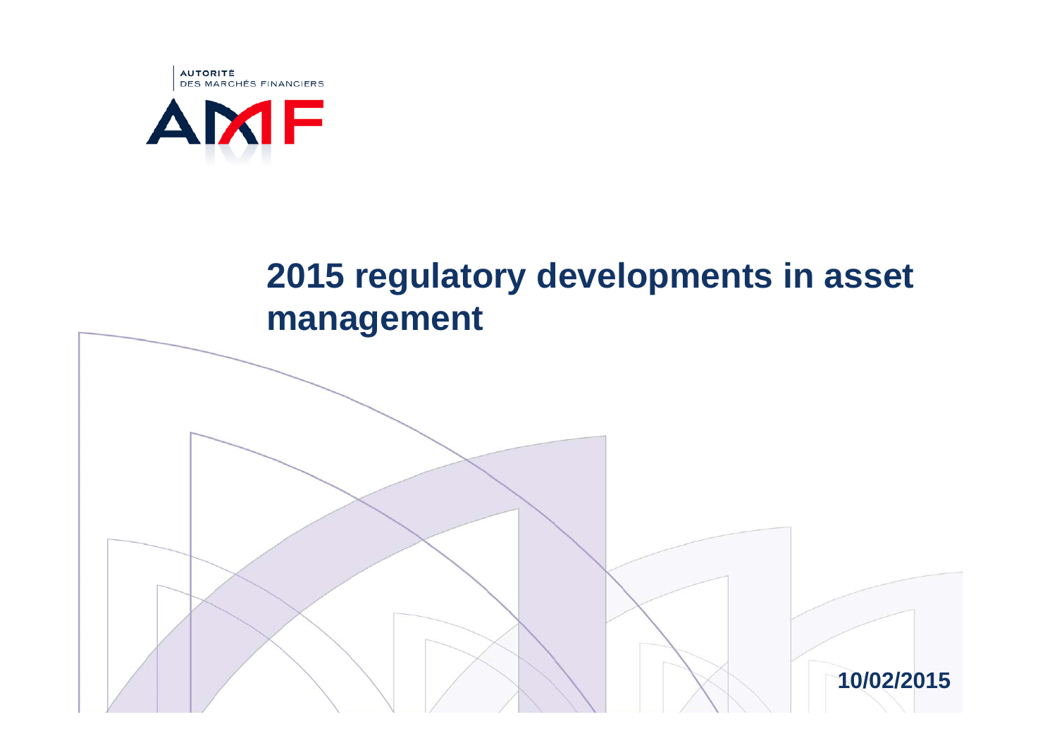AUTORITÉ
DES MARCHÉS FINANCIERS

AMF

# 2015 regulatory developments in asset management

10/02/2015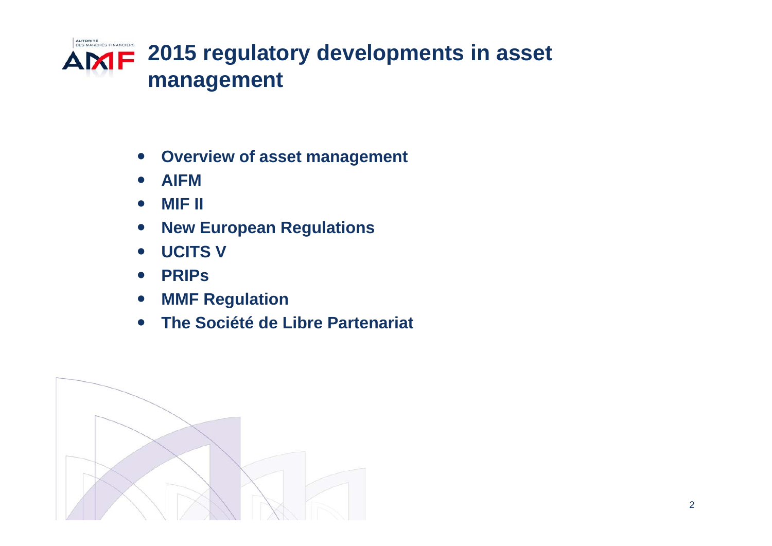# 2015 regulatory developments in asset management

- **Overview of asset management**
- **AIFM**
- **MIF II**
- **New European Regulations**
- **UCITS V**
- **PRIPs**
- **MMF Regulation**
- **The Société de Libre Partenariat**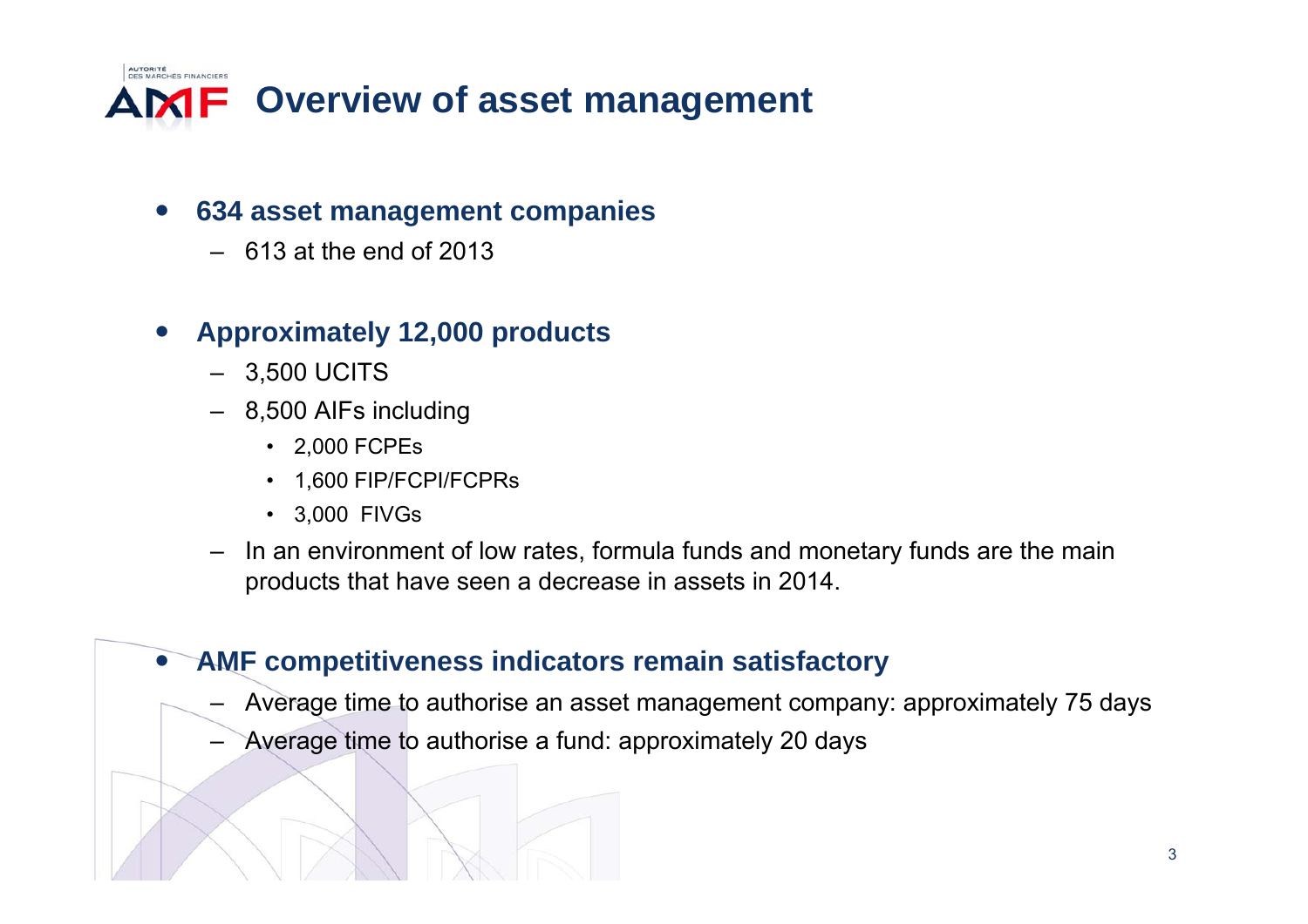# Overview of asset management

- **634 asset management companies**
  - 613 at the end of 2013

- **Approximately 12,000 products**
  - 3,500 UCITS
  - 8,500 AIFs including
    - 2,000 FCPEs
    - 1,600 FIP/FCPI/FCPRs
    - 3,000 FIVGs
  - In an environment of low rates, formula funds and monetary funds are the main products that have seen a decrease in assets in 2014.

- **AMF competitiveness indicators remain satisfactory**
  - Average time to authorise an asset management company: approximately 75 days
  - Average time to authorise a fund: approximately 20 days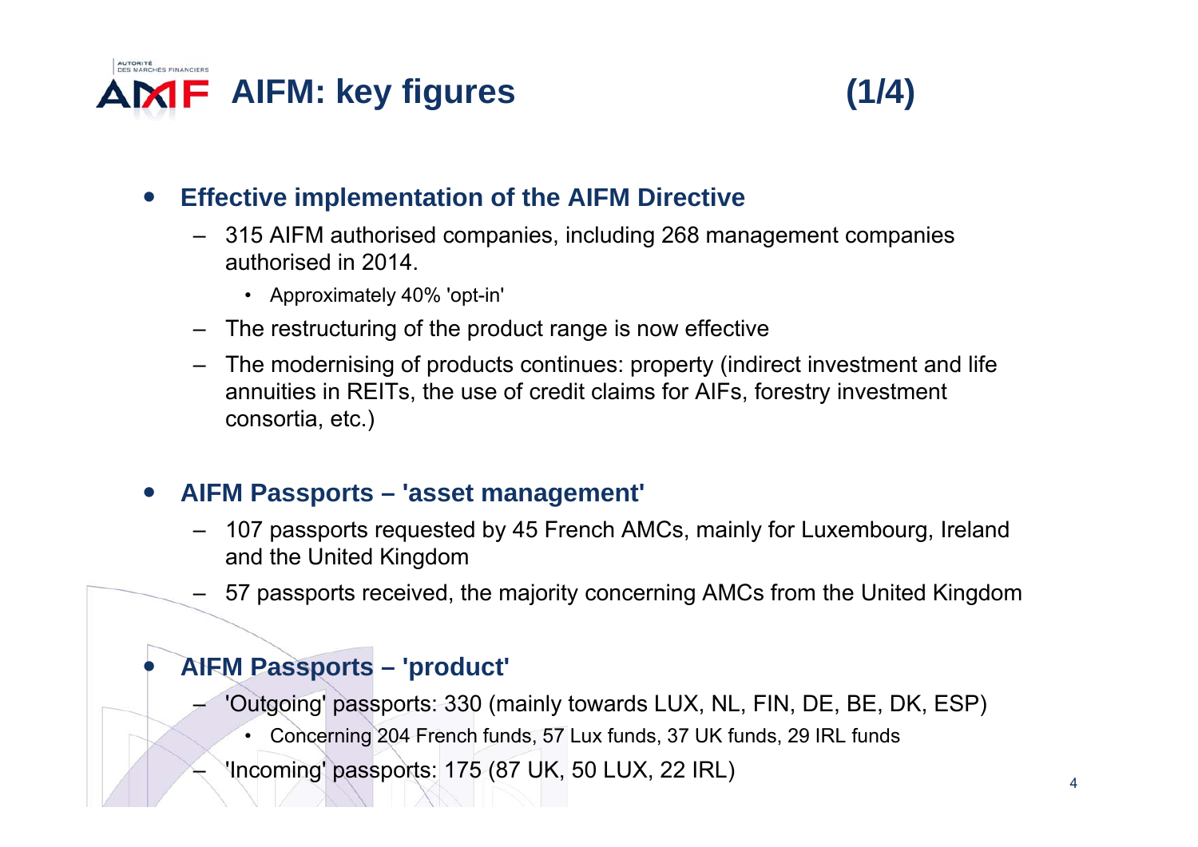# AIFM: key figures (1/4)

- **Effective implementation of the AIFM Directive**
  - 315 AIFM authorised companies, including 268 management companies authorised in 2014.
    - Approximately 40% 'opt-in'
  - The restructuring of the product range is now effective
  - The modernising of products continues: property (indirect investment and life annuities in REITs, the use of credit claims for AIFs, forestry investment consortia, etc.)

- **AIFM Passports – 'asset management'**
  - 107 passports requested by 45 French AMCs, mainly for Luxembourg, Ireland and the United Kingdom
  - 57 passports received, the majority concerning AMCs from the United Kingdom

- **AIFM Passports – 'product'**
  - 'Outgoing' passports: 330 (mainly towards LUX, NL, FIN, DE, BE, DK, ESP)
    - Concerning 204 French funds, 57 Lux funds, 37 UK funds, 29 IRL funds
  - 'Incoming' passports: 175 (87 UK, 50 LUX, 22 IRL)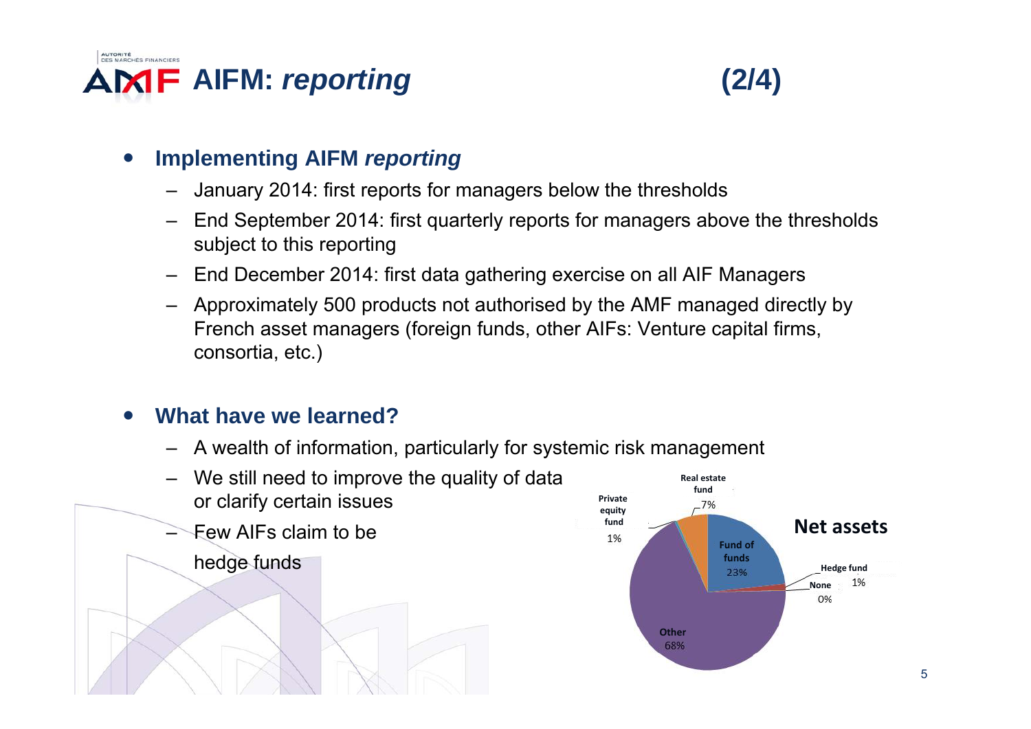# AIFM: *reporting* (2/4)

- **Implementing AIFM *reporting***
  - January 2014: first reports for managers below the thresholds
  - End September 2014: first quarterly reports for managers above the thresholds subject to this reporting
  - End December 2014: first data gathering exercise on all AIF Managers
  - Approximately 500 products not authorised by the AMF managed directly by French asset managers (foreign funds, other AIFs: Venture capital firms, consortia, etc.)

- **What have we learned?**
  - A wealth of information, particularly for systemic risk management
  - We still need to improve the quality of data or clarify certain issues
  - Few AIFs claim to be hedge funds

Net assets

Real estate fund 7%
Private equity fund 1%
Fund of funds 23%
Hedge fund 1%
None 0%
Other 68%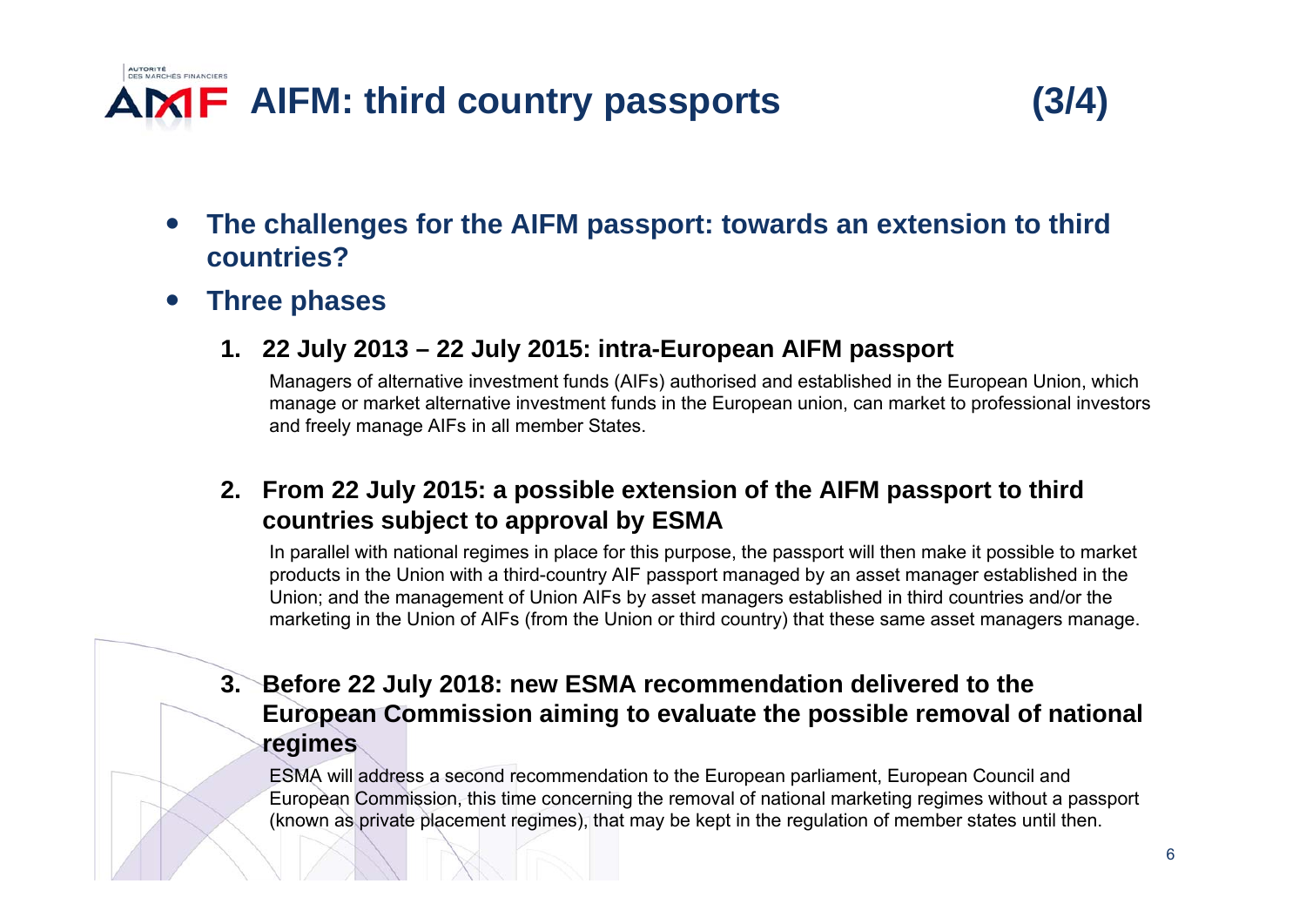# AIFM: third country passports (3/4)

- **The challenges for the AIFM passport: towards an extension to third countries?**
- **Three phases**

1. **22 July 2013 – 22 July 2015: intra-European AIFM passport**

   Managers of alternative investment funds (AIFs) authorised and established in the European Union, which manage or market alternative investment funds in the European union, can market to professional investors and freely manage AIFs in all member States.

2. **From 22 July 2015: a possible extension of the AIFM passport to third countries subject to approval by ESMA**

   In parallel with national regimes in place for this purpose, the passport will then make it possible to market products in the Union with a third-country AIF passport managed by an asset manager established in the Union; and the management of Union AIFs by asset managers established in third countries and/or the marketing in the Union of AIFs (from the Union or third country) that these same asset managers manage.

3. **Before 22 July 2018: new ESMA recommendation delivered to the European Commission aiming to evaluate the possible removal of national regimes**

   ESMA will address a second recommendation to the European parliament, European Council and European Commission, this time concerning the removal of national marketing regimes without a passport (known as private placement regimes), that may be kept in the regulation of member states until then.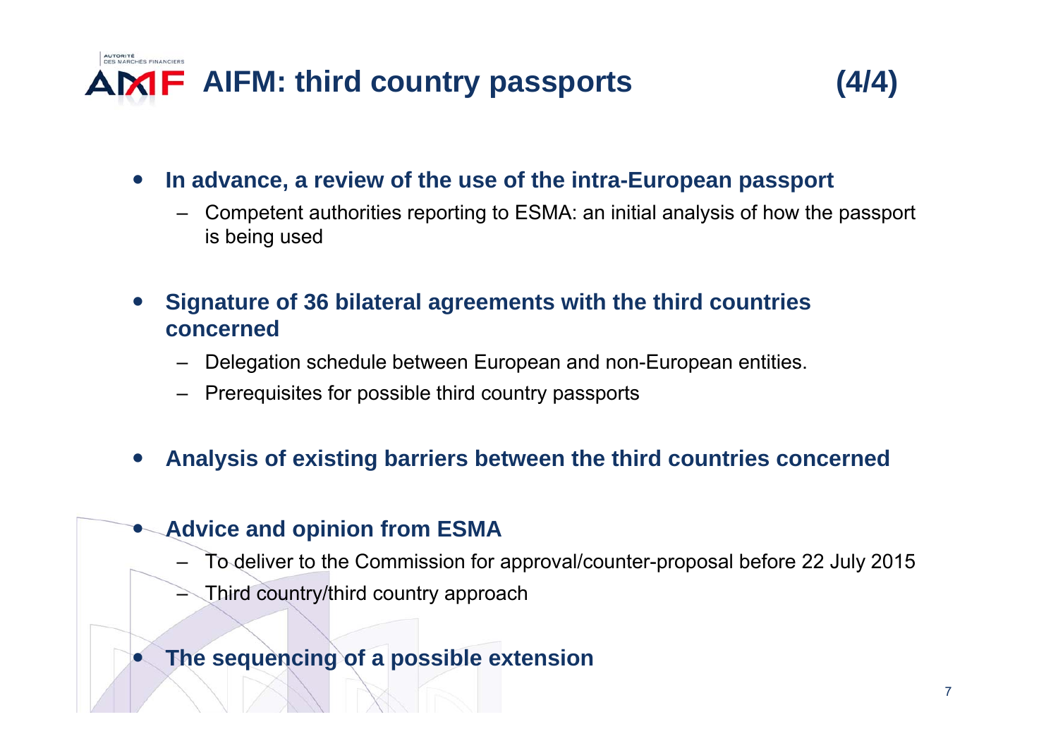# AIFM: third country passports (4/4)

- **In advance, a review of the use of the intra-European passport**
  - Competent authorities reporting to ESMA: an initial analysis of how the passport is being used
- **Signature of 36 bilateral agreements with the third countries concerned**
  - Delegation schedule between European and non-European entities.
  - Prerequisites for possible third country passports
- **Analysis of existing barriers between the third countries concerned**
- **Advice and opinion from ESMA**
  - To deliver to the Commission for approval/counter-proposal before 22 July 2015
  - Third country/third country approach
- **The sequencing of a possible extension**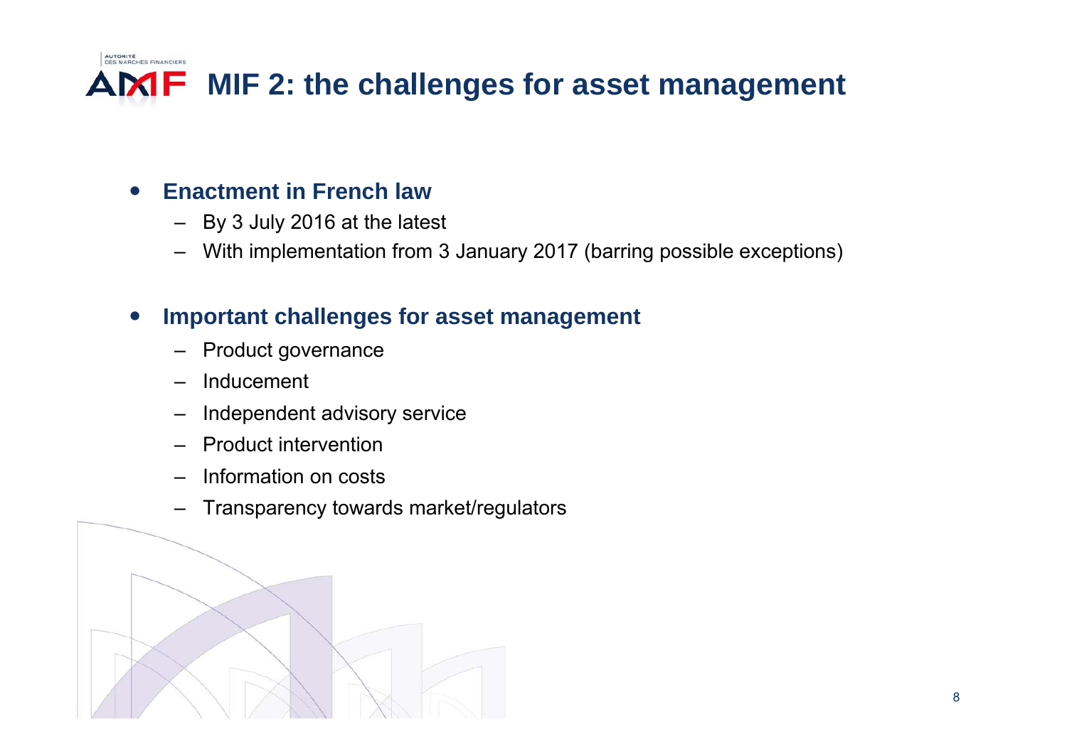# MIF 2: the challenges for asset management

- **Enactment in French law**
  - By 3 July 2016 at the latest
  - With implementation from 3 January 2017 (barring possible exceptions)

- **Important challenges for asset management**
  - Product governance
  - Inducement
  - Independent advisory service
  - Product intervention
  - Information on costs
  - Transparency towards market/regulators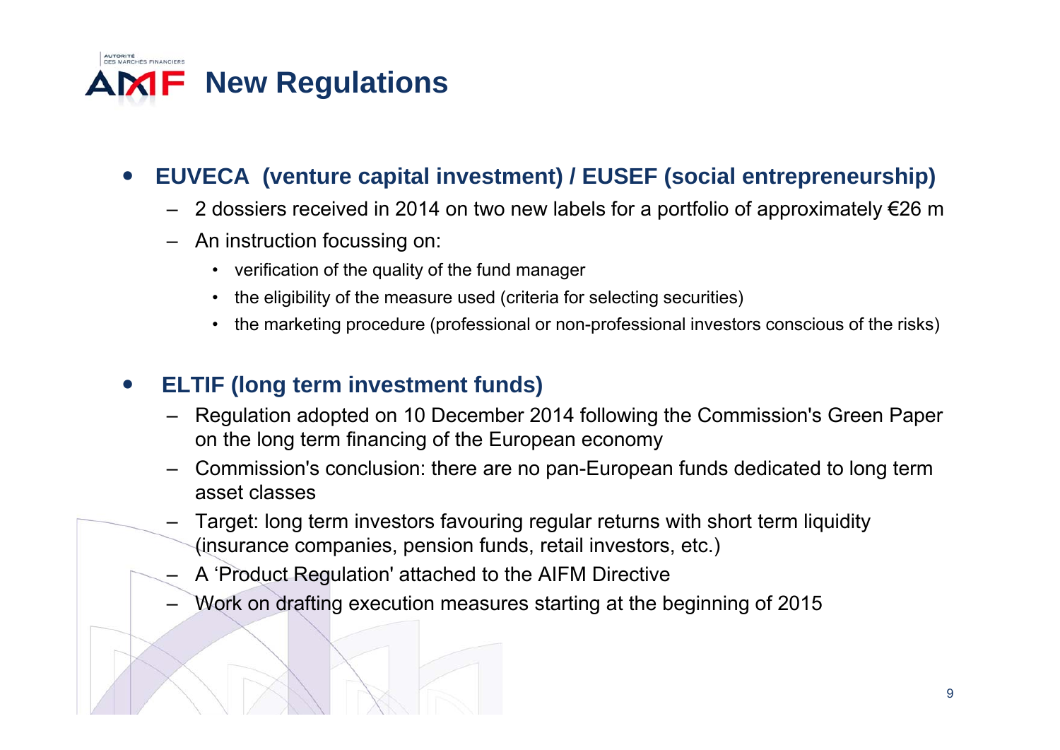# New Regulations

- **EUVECA (venture capital investment) / EUSEF (social entrepreneurship)**
  - 2 dossiers received in 2014 on two new labels for a portfolio of approximately €26 m
  - An instruction focussing on:
    - verification of the quality of the fund manager
    - the eligibility of the measure used (criteria for selecting securities)
    - the marketing procedure (professional or non-professional investors conscious of the risks)

- **ELTIF (long term investment funds)**
  - Regulation adopted on 10 December 2014 following the Commission's Green Paper on the long term financing of the European economy
  - Commission's conclusion: there are no pan-European funds dedicated to long term asset classes
  - Target: long term investors favouring regular returns with short term liquidity (insurance companies, pension funds, retail investors, etc.)
  - A 'Product Regulation' attached to the AIFM Directive
  - Work on drafting execution measures starting at the beginning of 2015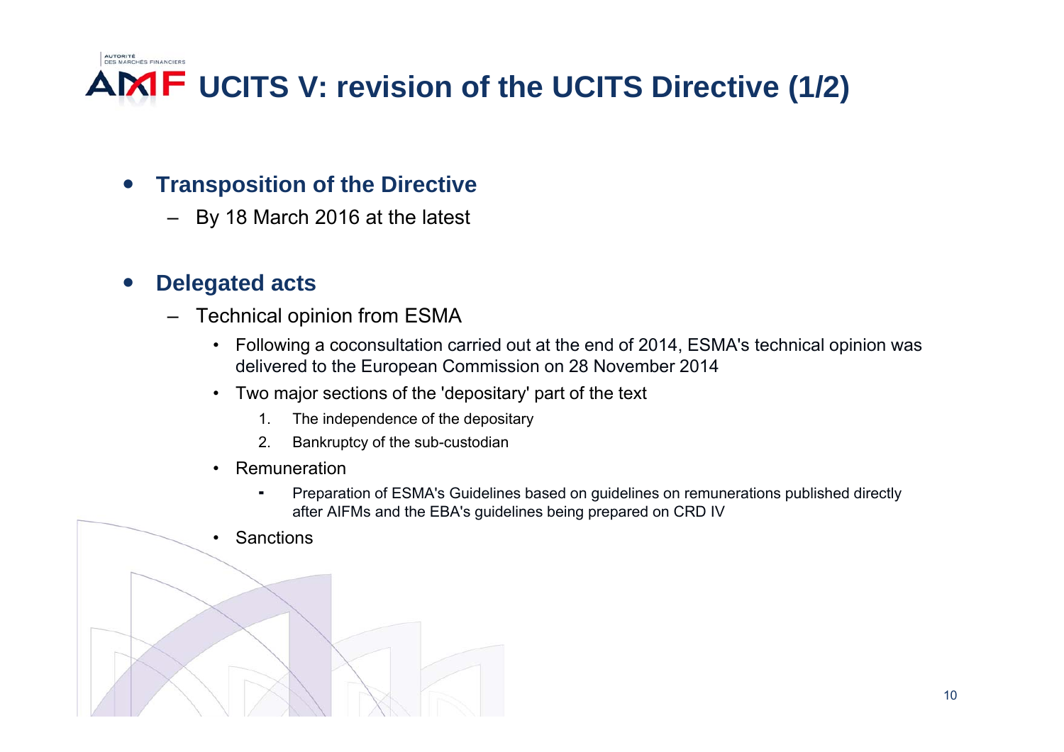# UCITS V: revision of the UCITS Directive (1/2)

- **Transposition of the Directive**
  - By 18 March 2016 at the latest

- **Delegated acts**
  - Technical opinion from ESMA
    - Following a coconsultation carried out at the end of 2014, ESMA's technical opinion was delivered to the European Commission on 28 November 2014
    - Two major sections of the 'depositary' part of the text
      1. The independence of the depositary
      2. Bankruptcy of the sub-custodian
    - Remuneration
      - Preparation of ESMA's Guidelines based on guidelines on remunerations published directly after AIFMs and the EBA's guidelines being prepared on CRD IV
    - Sanctions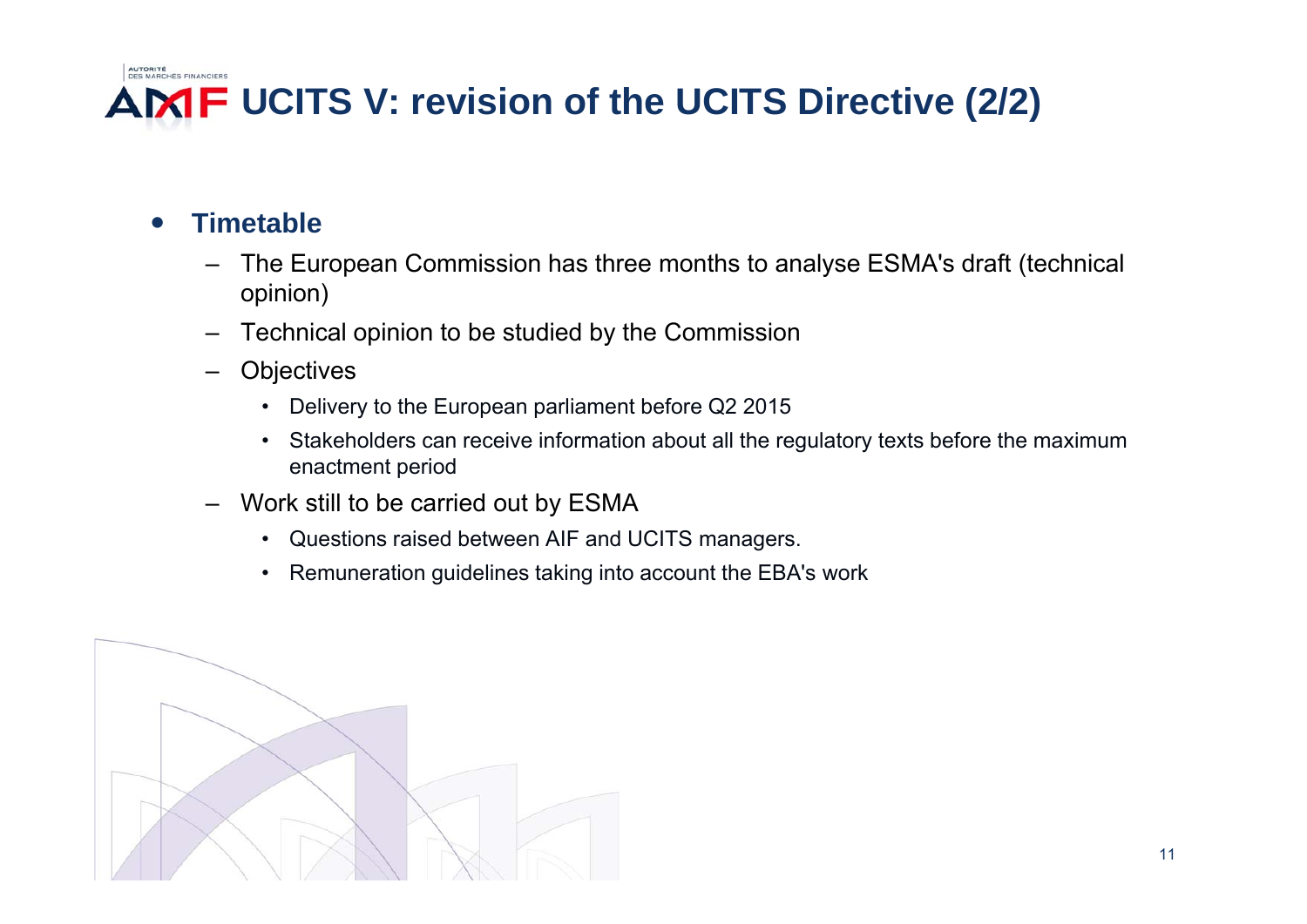# UCITS V: revision of the UCITS Directive (2/2)

- **Timetable**
  - The European Commission has three months to analyse ESMA's draft (technical opinion)
  - Technical opinion to be studied by the Commission
  - Objectives
    - Delivery to the European parliament before Q2 2015
    - Stakeholders can receive information about all the regulatory texts before the maximum enactment period
  - Work still to be carried out by ESMA
    - Questions raised between AIF and UCITS managers.
    - Remuneration guidelines taking into account the EBA's work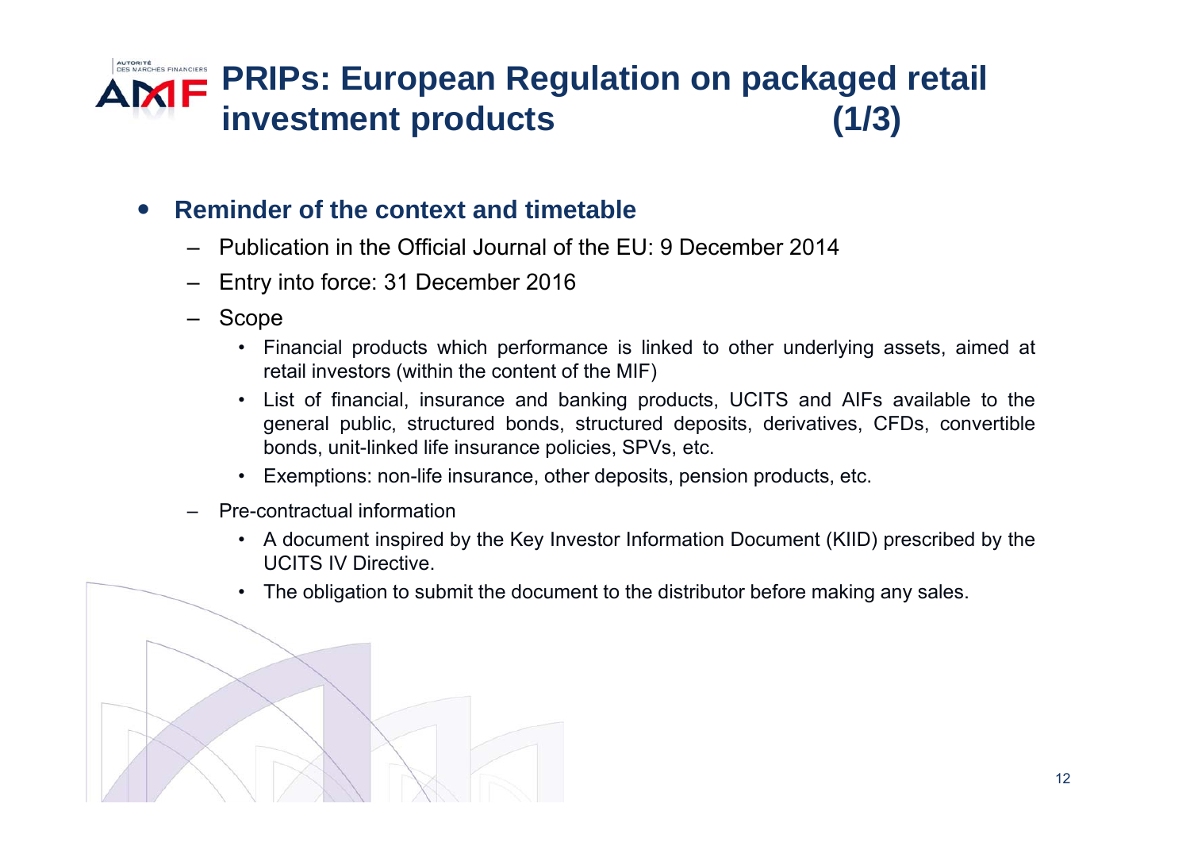# PRIPs: European Regulation on packaged retail investment products (1/3)

- **Reminder of the context and timetable**
  - Publication in the Official Journal of the EU: 9 December 2014
  - Entry into force: 31 December 2016
  - Scope
    - Financial products which performance is linked to other underlying assets, aimed at retail investors (within the content of the MIF)
    - List of financial, insurance and banking products, UCITS and AIFs available to the general public, structured bonds, structured deposits, derivatives, CFDs, convertible bonds, unit-linked life insurance policies, SPVs, etc.
    - Exemptions: non-life insurance, other deposits, pension products, etc.
  - Pre-contractual information
    - A document inspired by the Key Investor Information Document (KIID) prescribed by the UCITS IV Directive.
    - The obligation to submit the document to the distributor before making any sales.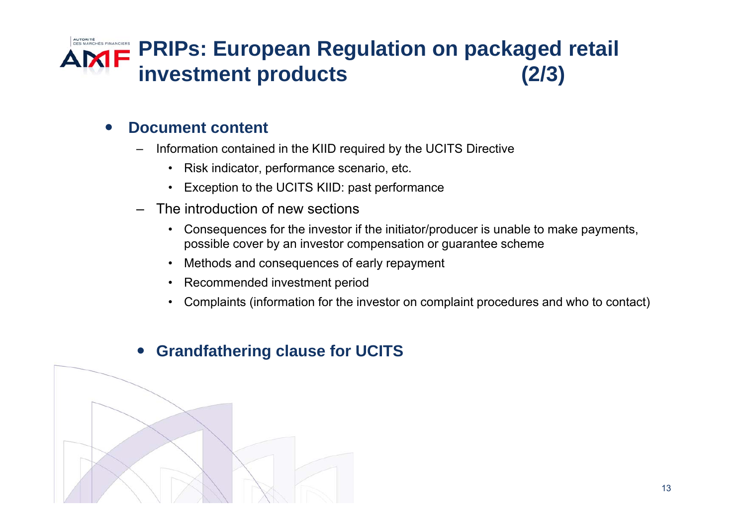# PRIPs: European Regulation on packaged retail investment products (2/3)

- **Document content**
  - Information contained in the KIID required by the UCITS Directive
    - Risk indicator, performance scenario, etc.
    - Exception to the UCITS KIID: past performance
  - The introduction of new sections
    - Consequences for the investor if the initiator/producer is unable to make payments, possible cover by an investor compensation or guarantee scheme
    - Methods and consequences of early repayment
    - Recommended investment period
    - Complaints (information for the investor on complaint procedures and who to contact)

- **Grandfathering clause for UCITS**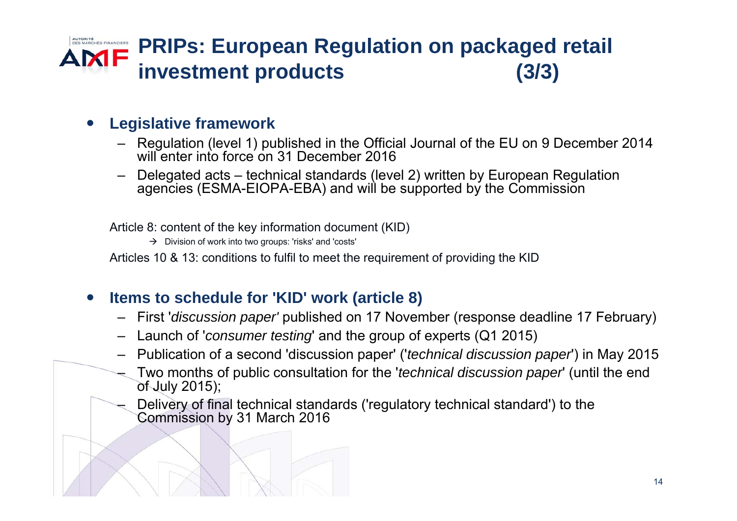# PRIPs: European Regulation on packaged retail investment products (3/3)

- **Legislative framework**
  - Regulation (level 1) published in the Official Journal of the EU on 9 December 2014 will enter into force on 31 December 2016
  - Delegated acts – technical standards (level 2) written by European Regulation agencies (ESMA-EIOPA-EBA) and will be supported by the Commission

Article 8: content of the key information document (KID)

→ Division of work into two groups: 'risks' and 'costs'

Articles 10 & 13: conditions to fulfil to meet the requirement of providing the KID

- **Items to schedule for 'KID' work (article 8)**
  - First '*discussion paper'* published on 17 November (response deadline 17 February)
  - Launch of '*consumer testing*' and the group of experts (Q1 2015)
  - Publication of a second 'discussion paper' ('*technical discussion paper*') in May 2015
  - Two months of public consultation for the '*technical discussion paper*' (until the end of July 2015);
  - Delivery of final technical standards ('regulatory technical standard') to the Commission by 31 March 2016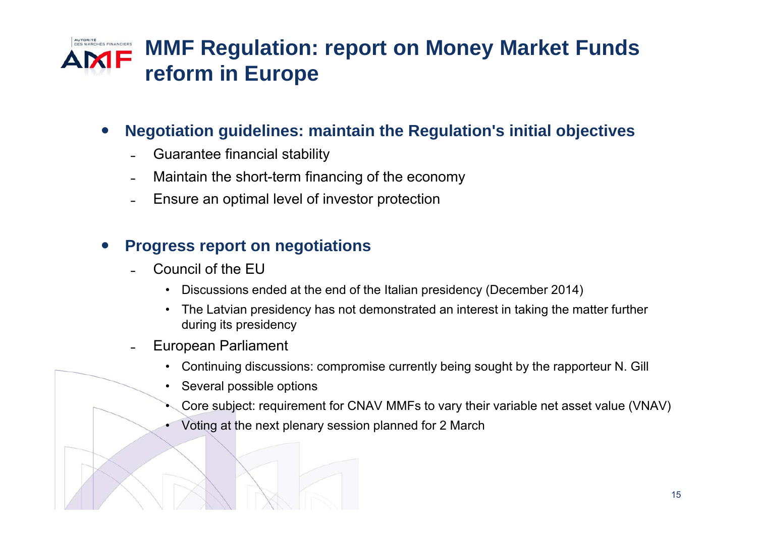# MMF Regulation: report on Money Market Funds reform in Europe

- **Negotiation guidelines: maintain the Regulation's initial objectives**
  - Guarantee financial stability
  - Maintain the short-term financing of the economy
  - Ensure an optimal level of investor protection

- **Progress report on negotiations**
  - Council of the EU
    - Discussions ended at the end of the Italian presidency (December 2014)
    - The Latvian presidency has not demonstrated an interest in taking the matter further during its presidency
  - European Parliament
    - Continuing discussions: compromise currently being sought by the rapporteur N. Gill
    - Several possible options
    - Core subject: requirement for CNAV MMFs to vary their variable net asset value (VNAV)
    - Voting at the next plenary session planned for 2 March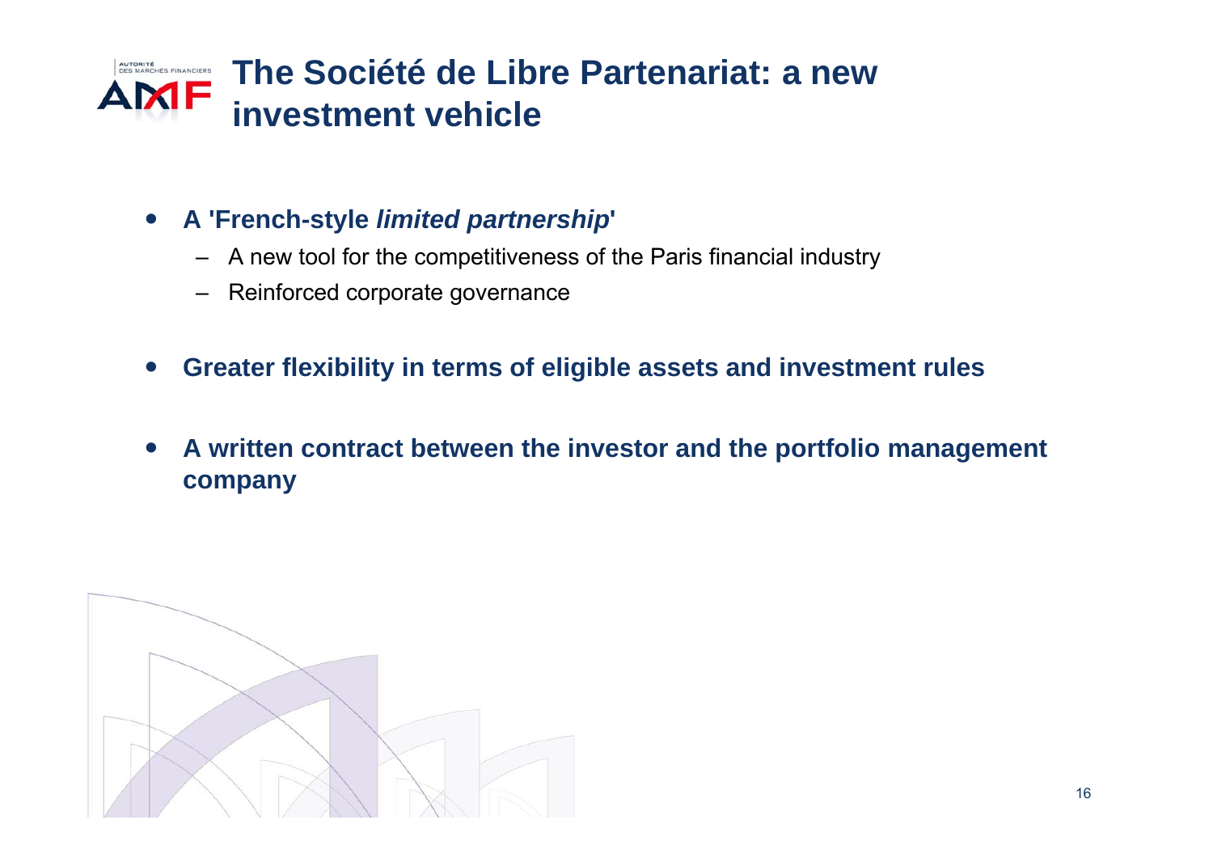# The Société de Libre Partenariat: a new investment vehicle

- **A 'French-style *limited partnership*'**
  - A new tool for the competitiveness of the Paris financial industry
  - Reinforced corporate governance

- **Greater flexibility in terms of eligible assets and investment rules**

- **A written contract between the investor and the portfolio management company**